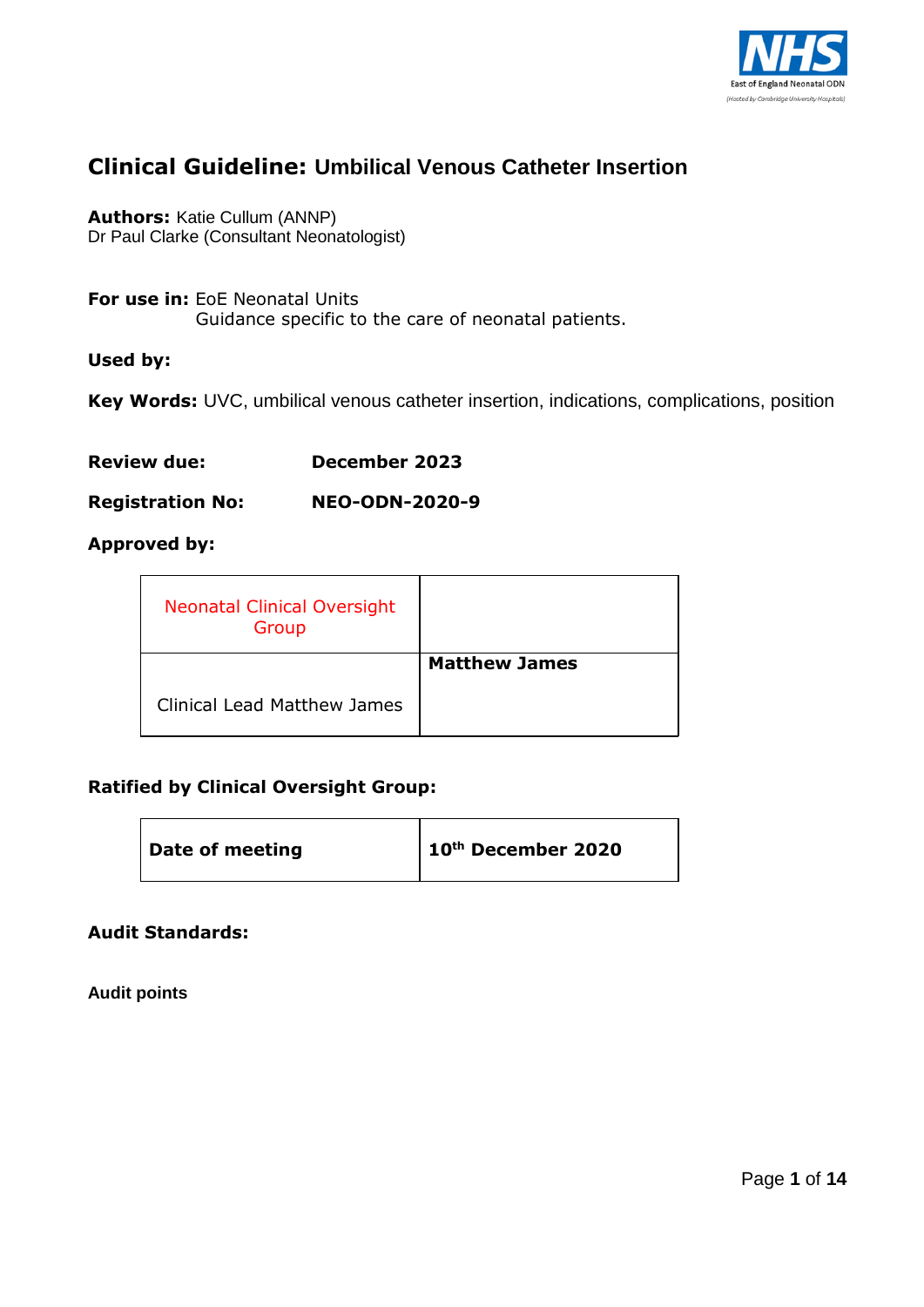# Clinical Guideline: Umbilical Venous Catheter Insertion

**Authors:** Katie Cullum (ANNP)
Dr Paul Clarke (Consultant Neonatologist)

**For use in:** EoE Neonatal Units
Guidance specific to the care of neonatal patients.

**Used by:**

**Key Words:** UVC, umbilical venous catheter insertion, indications, complications, position

**Review due:** **December 2023**

**Registration No:** **NEO-ODN-2020-9**

**Approved by:**

| Neonatal Clinical Oversight Group | |
|---|---|
| Clinical Lead Matthew James | **Matthew James** |

**Ratified by Clinical Oversight Group:**

| **Date of meeting** | **10th December 2020** |
|---|---|

**Audit Standards:**

**Audit points**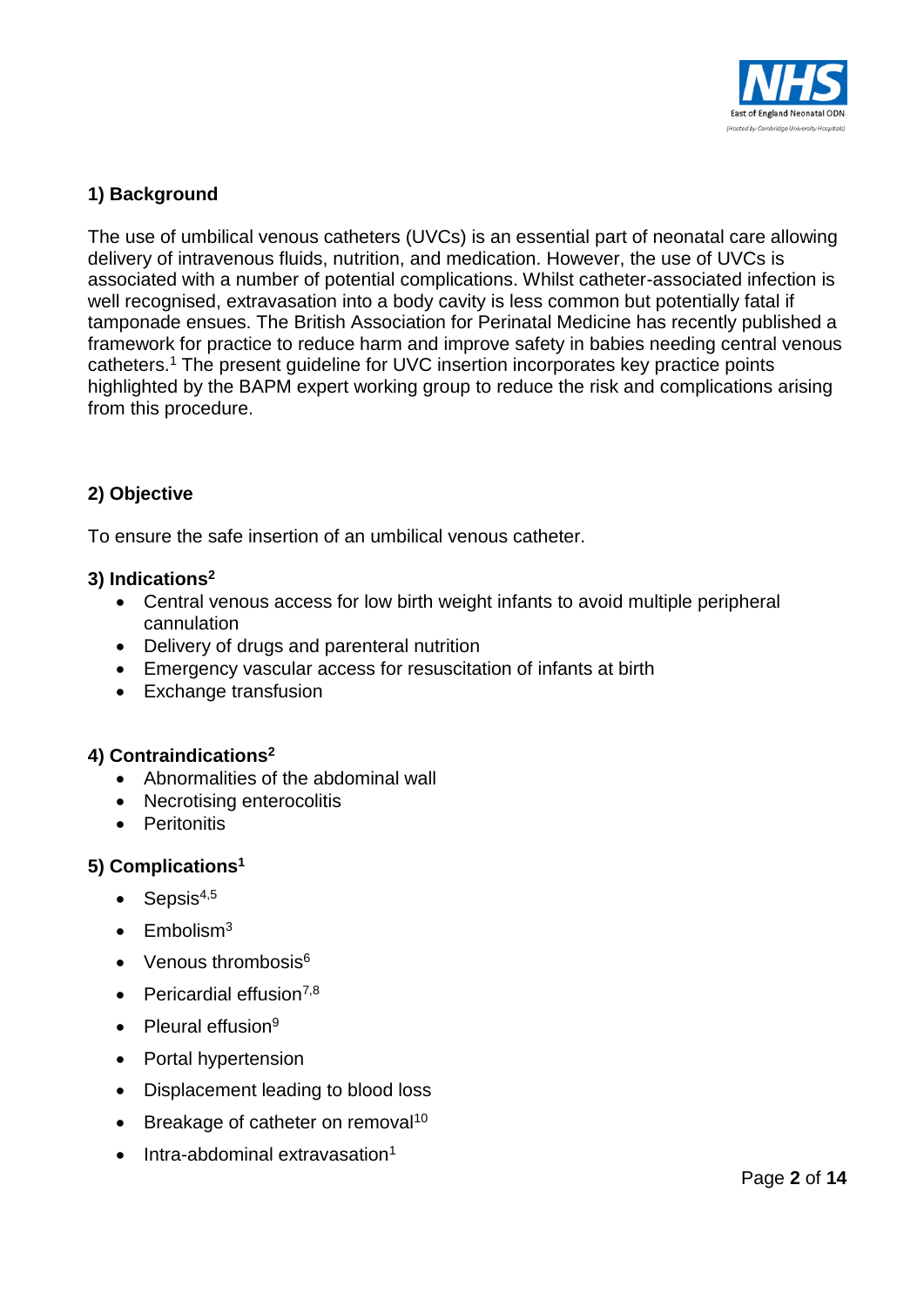## 1) Background

The use of umbilical venous catheters (UVCs) is an essential part of neonatal care allowing delivery of intravenous fluids, nutrition, and medication. However, the use of UVCs is associated with a number of potential complications. Whilst catheter-associated infection is well recognised, extravasation into a body cavity is less common but potentially fatal if tamponade ensues. The British Association for Perinatal Medicine has recently published a framework for practice to reduce harm and improve safety in babies needing central venous catheters.[1] The present guideline for UVC insertion incorporates key practice points highlighted by the BAPM expert working group to reduce the risk and complications arising from this procedure.

## 2) Objective

To ensure the safe insertion of an umbilical venous catheter.

## 3) Indications[2]

- Central venous access for low birth weight infants to avoid multiple peripheral cannulation
- Delivery of drugs and parenteral nutrition
- Emergency vascular access for resuscitation of infants at birth
- Exchange transfusion

## 4) Contraindications[2]

- Abnormalities of the abdominal wall
- Necrotising enterocolitis
- Peritonitis

## 5) Complications[1]

- Sepsis[4,5]
- Embolism[3]
- Venous thrombosis[6]
- Pericardial effusion[7,8]
- Pleural effusion[9]
- Portal hypertension
- Displacement leading to blood loss
- Breakage of catheter on removal[10]
- Intra-abdominal extravasation[1]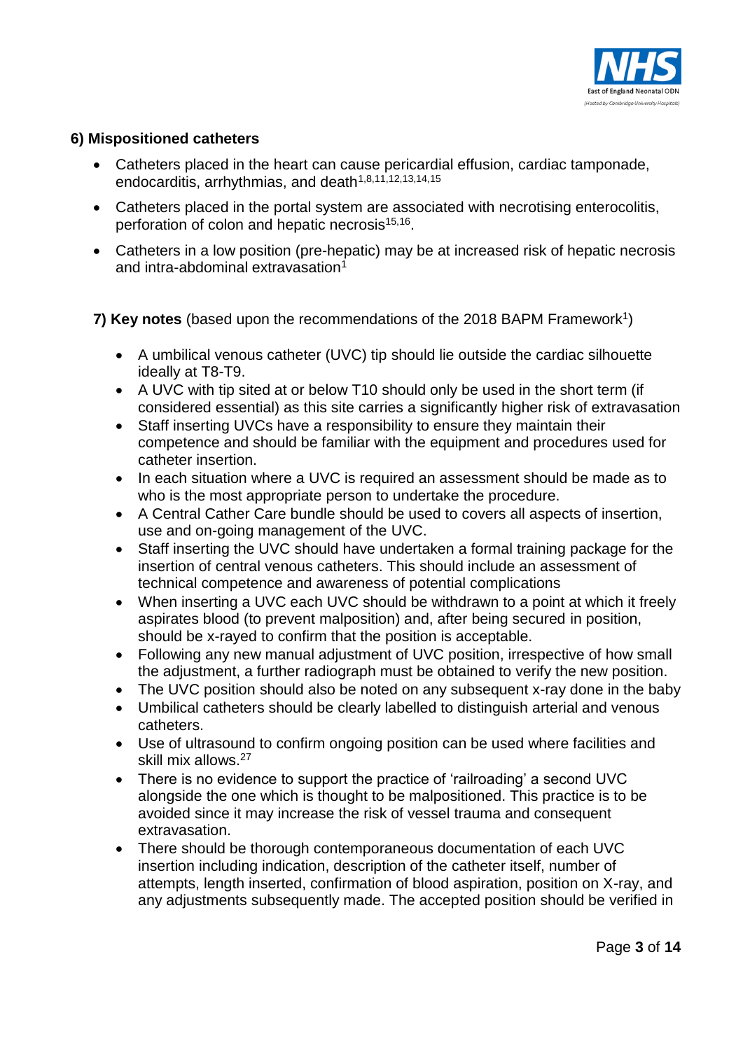**6) Mispositioned catheters**

- Catheters placed in the heart can cause pericardial effusion, cardiac tamponade, endocarditis, arrhythmias, and death[1,8,11,12,13,14,15]
- Catheters placed in the portal system are associated with necrotising enterocolitis, perforation of colon and hepatic necrosis[15,16].
- Catheters in a low position (pre-hepatic) may be at increased risk of hepatic necrosis and intra-abdominal extravasation[1]

**7) Key notes** (based upon the recommendations of the 2018 BAPM Framework[1])

- A umbilical venous catheter (UVC) tip should lie outside the cardiac silhouette ideally at T8-T9.
- A UVC with tip sited at or below T10 should only be used in the short term (if considered essential) as this site carries a significantly higher risk of extravasation
- Staff inserting UVCs have a responsibility to ensure they maintain their competence and should be familiar with the equipment and procedures used for catheter insertion.
- In each situation where a UVC is required an assessment should be made as to who is the most appropriate person to undertake the procedure.
- A Central Cather Care bundle should be used to covers all aspects of insertion, use and on-going management of the UVC.
- Staff inserting the UVC should have undertaken a formal training package for the insertion of central venous catheters. This should include an assessment of technical competence and awareness of potential complications
- When inserting a UVC each UVC should be withdrawn to a point at which it freely aspirates blood (to prevent malposition) and, after being secured in position, should be x-rayed to confirm that the position is acceptable.
- Following any new manual adjustment of UVC position, irrespective of how small the adjustment, a further radiograph must be obtained to verify the new position.
- The UVC position should also be noted on any subsequent x-ray done in the baby
- Umbilical catheters should be clearly labelled to distinguish arterial and venous catheters.
- Use of ultrasound to confirm ongoing position can be used where facilities and skill mix allows.[27]
- There is no evidence to support the practice of 'railroading' a second UVC alongside the one which is thought to be malpositioned. This practice is to be avoided since it may increase the risk of vessel trauma and consequent extravasation.
- There should be thorough contemporaneous documentation of each UVC insertion including indication, description of the catheter itself, number of attempts, length inserted, confirmation of blood aspiration, position on X-ray, and any adjustments subsequently made. The accepted position should be verified in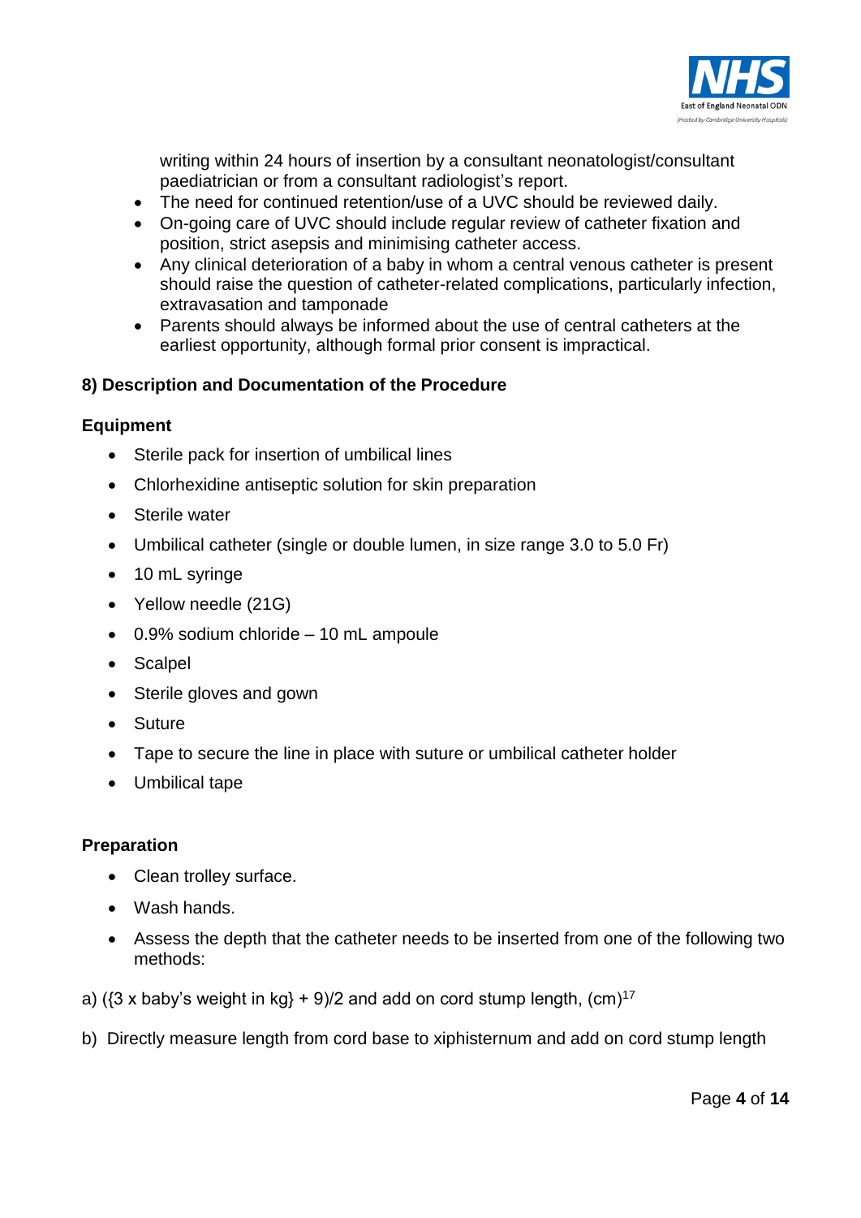writing within 24 hours of insertion by a consultant neonatologist/consultant paediatrician or from a consultant radiologist's report.

- The need for continued retention/use of a UVC should be reviewed daily.
- On-going care of UVC should include regular review of catheter fixation and position, strict asepsis and minimising catheter access.
- Any clinical deterioration of a baby in whom a central venous catheter is present should raise the question of catheter-related complications, particularly infection, extravasation and tamponade
- Parents should always be informed about the use of central catheters at the earliest opportunity, although formal prior consent is impractical.

### 8) Description and Documentation of the Procedure

**Equipment**

- Sterile pack for insertion of umbilical lines
- Chlorhexidine antiseptic solution for skin preparation
- Sterile water
- Umbilical catheter (single or double lumen, in size range 3.0 to 5.0 Fr)
- 10 mL syringe
- Yellow needle (21G)
- 0.9% sodium chloride – 10 mL ampoule
- Scalpel
- Sterile gloves and gown
- Suture
- Tape to secure the line in place with suture or umbilical catheter holder
- Umbilical tape

**Preparation**

- Clean trolley surface.
- Wash hands.
- Assess the depth that the catheter needs to be inserted from one of the following two methods:

a) ({3 x baby's weight in kg} + 9)/2 and add on cord stump length, (cm)[17]

b) Directly measure length from cord base to xiphisternum and add on cord stump length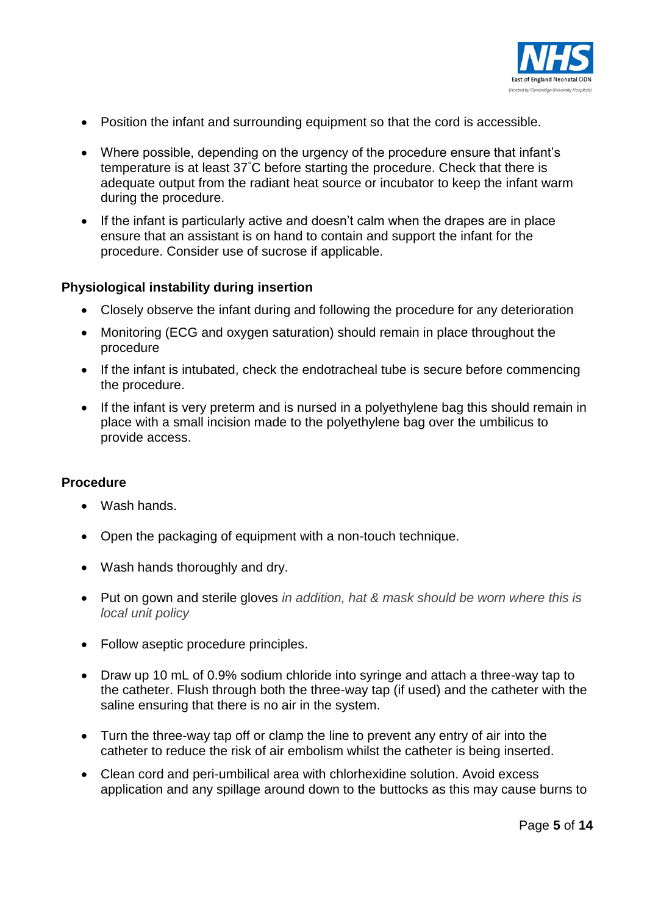- Position the infant and surrounding equipment so that the cord is accessible.

- Where possible, depending on the urgency of the procedure ensure that infant's temperature is at least 37˚C before starting the procedure. Check that there is adequate output from the radiant heat source or incubator to keep the infant warm during the procedure.

- If the infant is particularly active and doesn't calm when the drapes are in place ensure that an assistant is on hand to contain and support the infant for the procedure. Consider use of sucrose if applicable.

**Physiological instability during insertion**

- Closely observe the infant during and following the procedure for any deterioration
- Monitoring (ECG and oxygen saturation) should remain in place throughout the procedure
- If the infant is intubated, check the endotracheal tube is secure before commencing the procedure.
- If the infant is very preterm and is nursed in a polyethylene bag this should remain in place with a small incision made to the polyethylene bag over the umbilicus to provide access.

**Procedure**

- Wash hands.

- Open the packaging of equipment with a non-touch technique.

- Wash hands thoroughly and dry.

- Put on gown and sterile gloves *in addition, hat & mask should be worn where this is local unit policy*

- Follow aseptic procedure principles.

- Draw up 10 mL of 0.9% sodium chloride into syringe and attach a three-way tap to the catheter. Flush through both the three-way tap (if used) and the catheter with the saline ensuring that there is no air in the system.

- Turn the three-way tap off or clamp the line to prevent any entry of air into the catheter to reduce the risk of air embolism whilst the catheter is being inserted.

- Clean cord and peri-umbilical area with chlorhexidine solution. Avoid excess application and any spillage around down to the buttocks as this may cause burns to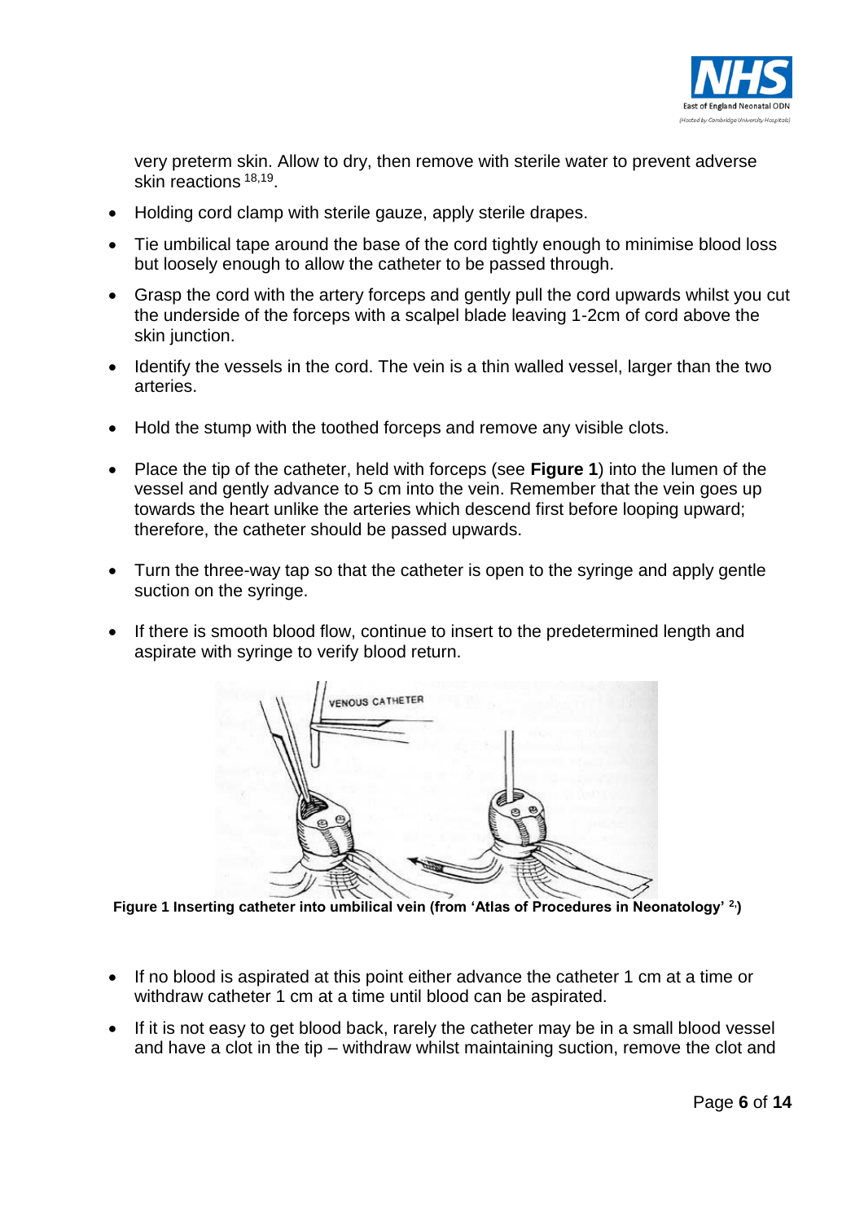very preterm skin. Allow to dry, then remove with sterile water to prevent adverse skin reactions [18,19].

- Holding cord clamp with sterile gauze, apply sterile drapes.
- Tie umbilical tape around the base of the cord tightly enough to minimise blood loss but loosely enough to allow the catheter to be passed through.
- Grasp the cord with the artery forceps and gently pull the cord upwards whilst you cut the underside of the forceps with a scalpel blade leaving 1-2cm of cord above the skin junction.
- Identify the vessels in the cord. The vein is a thin walled vessel, larger than the two arteries.
- Hold the stump with the toothed forceps and remove any visible clots.
- Place the tip of the catheter, held with forceps (see **Figure 1**) into the lumen of the vessel and gently advance to 5 cm into the vein. Remember that the vein goes up towards the heart unlike the arteries which descend first before looping upward; therefore, the catheter should be passed upwards.
- Turn the three-way tap so that the catheter is open to the syringe and apply gentle suction on the syringe.
- If there is smooth blood flow, continue to insert to the predetermined length and aspirate with syringe to verify blood return.

**Figure 1 Inserting catheter into umbilical vein (from 'Atlas of Procedures in Neonatology' [2])**

- If no blood is aspirated at this point either advance the catheter 1 cm at a time or withdraw catheter 1 cm at a time until blood can be aspirated.
- If it is not easy to get blood back, rarely the catheter may be in a small blood vessel and have a clot in the tip – withdraw whilst maintaining suction, remove the clot and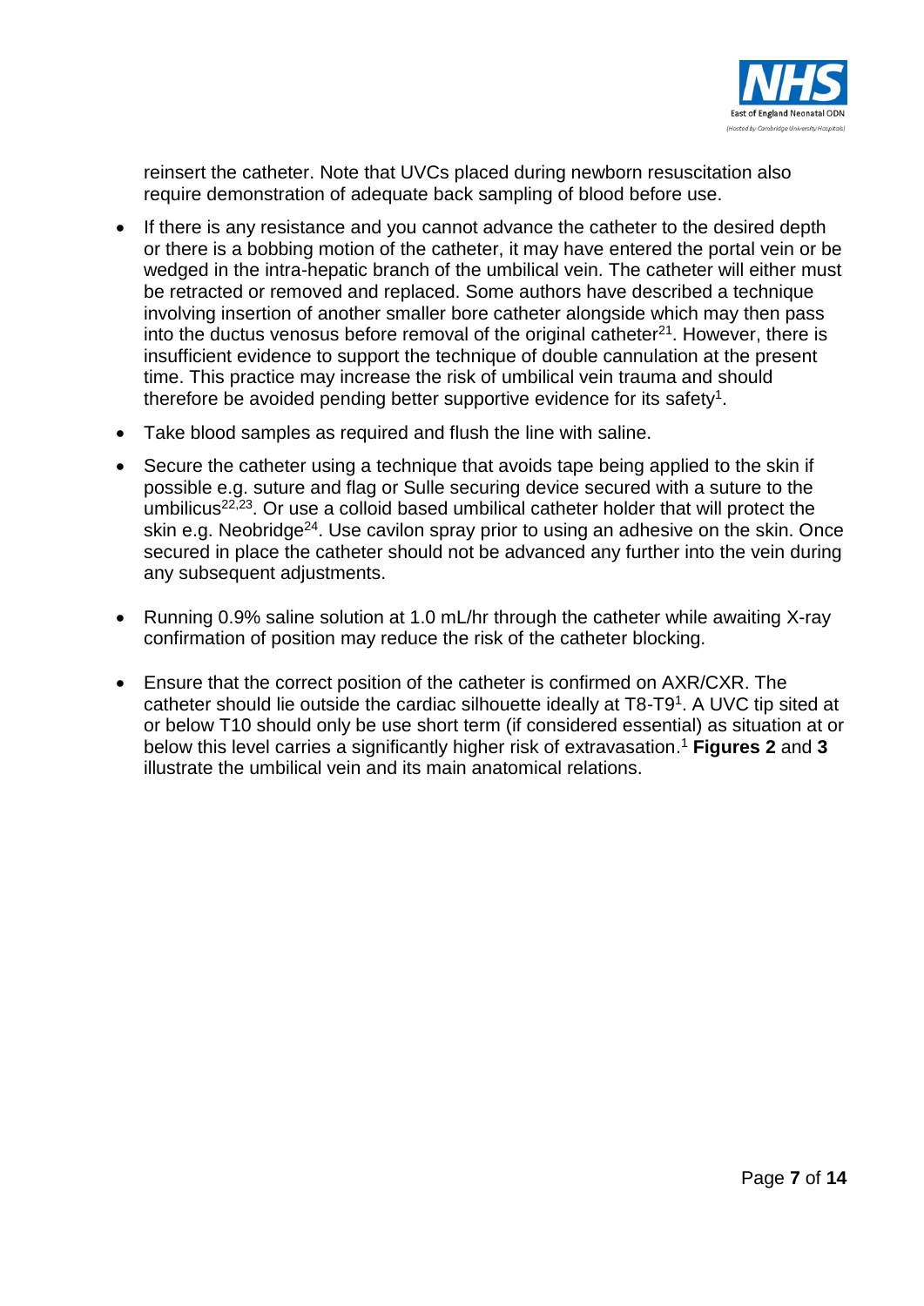reinsert the catheter. Note that UVCs placed during newborn resuscitation also require demonstration of adequate back sampling of blood before use.

- If there is any resistance and you cannot advance the catheter to the desired depth or there is a bobbing motion of the catheter, it may have entered the portal vein or be wedged in the intra-hepatic branch of the umbilical vein. The catheter will either must be retracted or removed and replaced. Some authors have described a technique involving insertion of another smaller bore catheter alongside which may then pass into the ductus venosus before removal of the original catheter[21]. However, there is insufficient evidence to support the technique of double cannulation at the present time. This practice may increase the risk of umbilical vein trauma and should therefore be avoided pending better supportive evidence for its safety[1].
- Take blood samples as required and flush the line with saline.
- Secure the catheter using a technique that avoids tape being applied to the skin if possible e.g. suture and flag or Sulle securing device secured with a suture to the umbilicus[22,23]. Or use a colloid based umbilical catheter holder that will protect the skin e.g. Neobridge[24]. Use cavilon spray prior to using an adhesive on the skin. Once secured in place the catheter should not be advanced any further into the vein during any subsequent adjustments.
- Running 0.9% saline solution at 1.0 mL/hr through the catheter while awaiting X-ray confirmation of position may reduce the risk of the catheter blocking.
- Ensure that the correct position of the catheter is confirmed on AXR/CXR. The catheter should lie outside the cardiac silhouette ideally at T8-T9[1]. A UVC tip sited at or below T10 should only be use short term (if considered essential) as situation at or below this level carries a significantly higher risk of extravasation.[1] **Figures 2** and **3** illustrate the umbilical vein and its main anatomical relations.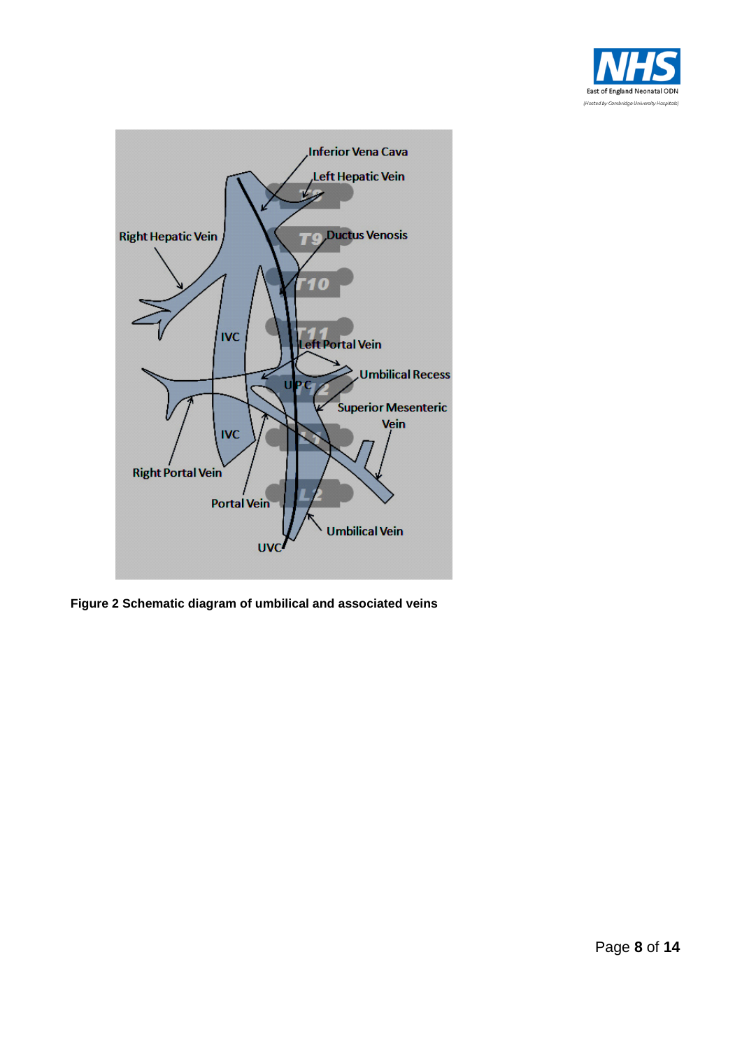**Figure 2 Schematic diagram of umbilical and associated veins**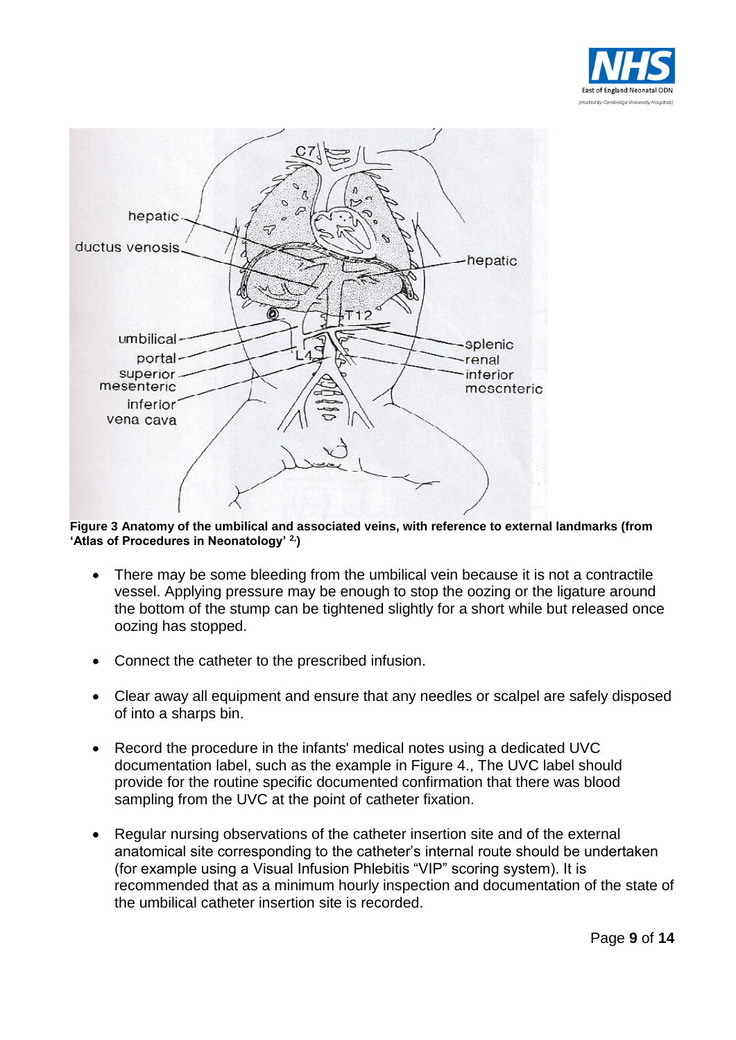**Figure 3 Anatomy of the umbilical and associated veins, with reference to external landmarks (from 'Atlas of Procedures in Neonatology' [2,])**

- There may be some bleeding from the umbilical vein because it is not a contractile vessel. Applying pressure may be enough to stop the oozing or the ligature around the bottom of the stump can be tightened slightly for a short while but released once oozing has stopped.

- Connect the catheter to the prescribed infusion.

- Clear away all equipment and ensure that any needles or scalpel are safely disposed of into a sharps bin.

- Record the procedure in the infants' medical notes using a dedicated UVC documentation label, such as the example in Figure 4., The UVC label should provide for the routine specific documented confirmation that there was blood sampling from the UVC at the point of catheter fixation.

- Regular nursing observations of the catheter insertion site and of the external anatomical site corresponding to the catheter's internal route should be undertaken (for example using a Visual Infusion Phlebitis "VIP" scoring system). It is recommended that as a minimum hourly inspection and documentation of the state of the umbilical catheter insertion site is recorded.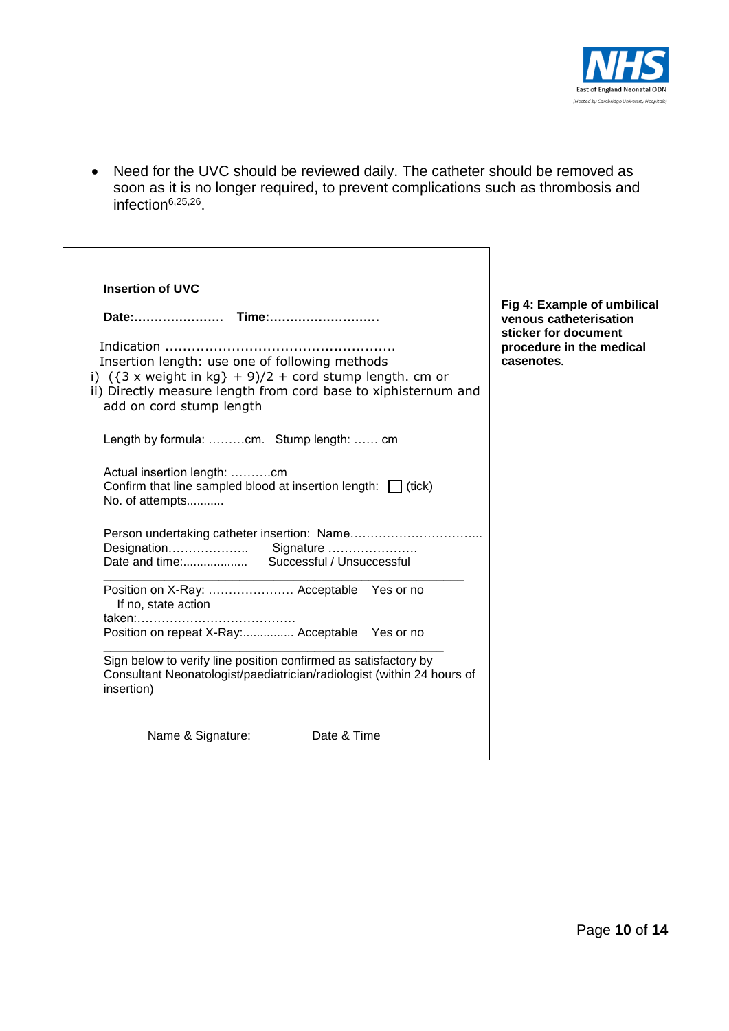- Need for the UVC should be reviewed daily. The catheter should be removed as soon as it is no longer required, to prevent complications such as thrombosis and infection[6,25,26].

**Insertion of UVC**

**Date:…………………. Time:………………………**

Indication ……………………………………………..
Insertion length: use one of following methods
i) ({3 x weight in kg} + 9)/2 + cord stump length. cm or
ii) Directly measure length from cord base to xiphisternum and add on cord stump length

Length by formula: ………cm. Stump length: …… cm

Actual insertion length: ……….cm
Confirm that line sampled blood at insertion length: ☐ (tick)
No. of attempts...........

Person undertaking catheter insertion: Name…………………………...
Designation……………….. Signature …………………
Date and time:................... Successful / Unsuccessful

---

Position on X-Ray: ………………… Acceptable Yes or no
If no, state action taken:…………………………………
Position on repeat X-Ray:............... Acceptable Yes or no

---

Sign below to verify line position confirmed as satisfactory by Consultant Neonatologist/paediatrician/radiologist (within 24 hours of insertion)

Name & Signature: Date & Time

**Fig 4: Example of umbilical venous catheterisation sticker for document procedure in the medical casenotes**.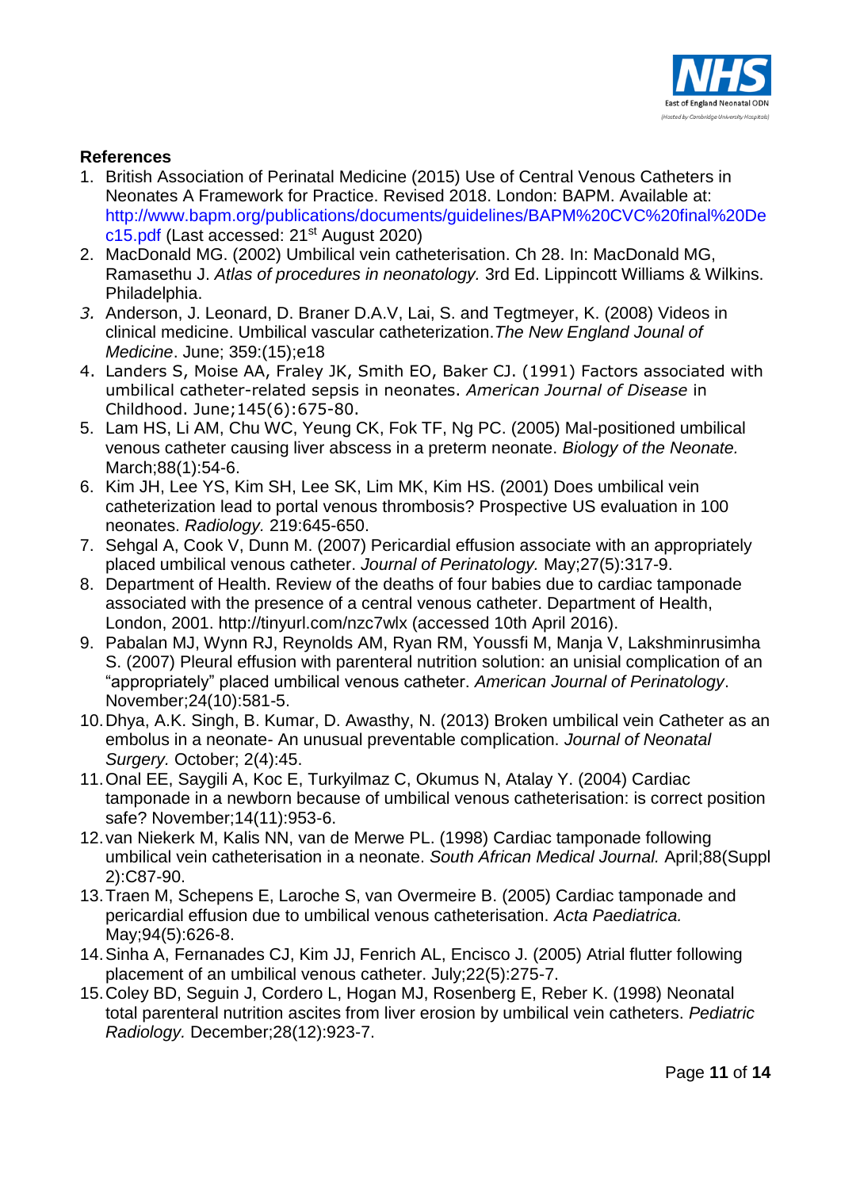## References

1. British Association of Perinatal Medicine (2015) Use of Central Venous Catheters in Neonates A Framework for Practice. Revised 2018. London: BAPM. Available at: http://www.bapm.org/publications/documents/guidelines/BAPM%20CVC%20final%20Dec15.pdf (Last accessed: 21st August 2020)
2. MacDonald MG. (2002) Umbilical vein catheterisation. Ch 28. In: MacDonald MG, Ramasethu J. *Atlas of procedures in neonatology.* 3rd Ed. Lippincott Williams & Wilkins. Philadelphia.
3. Anderson, J. Leonard, D. Braner D.A.V, Lai, S. and Tegtmeyer, K. (2008) Videos in clinical medicine. Umbilical vascular catheterization.*The New England Jounal of Medicine*. June; 359:(15);e18
4. Landers S, Moise AA, Fraley JK, Smith EO, Baker CJ. (1991) Factors associated with umbilical catheter-related sepsis in neonates. *American Journal of Disease* in Childhood. June;145(6):675-80.
5. Lam HS, Li AM, Chu WC, Yeung CK, Fok TF, Ng PC. (2005) Mal-positioned umbilical venous catheter causing liver abscess in a preterm neonate. *Biology of the Neonate.* March;88(1):54-6.
6. Kim JH, Lee YS, Kim SH, Lee SK, Lim MK, Kim HS. (2001) Does umbilical vein catheterization lead to portal venous thrombosis? Prospective US evaluation in 100 neonates. *Radiology.* 219:645-650.
7. Sehgal A, Cook V, Dunn M. (2007) Pericardial effusion associate with an appropriately placed umbilical venous catheter. *Journal of Perinatology.* May;27(5):317-9.
8. Department of Health. Review of the deaths of four babies due to cardiac tamponade associated with the presence of a central venous catheter. Department of Health, London, 2001. http://tinyurl.com/nzc7wlx (accessed 10th April 2016).
9. Pabalan MJ, Wynn RJ, Reynolds AM, Ryan RM, Youssfi M, Manja V, Lakshminrusimha S. (2007) Pleural effusion with parenteral nutrition solution: an unisial complication of an "appropriately" placed umbilical venous catheter. *American Journal of Perinatology*. November;24(10):581-5.
10. Dhya, A.K. Singh, B. Kumar, D. Awasthy, N. (2013) Broken umbilical vein Catheter as an embolus in a neonate- An unusual preventable complication. *Journal of Neonatal Surgery.* October; 2(4):45.
11. Onal EE, Saygili A, Koc E, Turkyilmaz C, Okumus N, Atalay Y. (2004) Cardiac tamponade in a newborn because of umbilical venous catheterisation: is correct position safe? November;14(11):953-6.
12. van Niekerk M, Kalis NN, van de Merwe PL. (1998) Cardiac tamponade following umbilical vein catheterisation in a neonate. *South African Medical Journal.* April;88(Suppl 2):C87-90.
13. Traen M, Schepens E, Laroche S, van Overmeire B. (2005) Cardiac tamponade and pericardial effusion due to umbilical venous catheterisation. *Acta Paediatrica.* May;94(5):626-8.
14. Sinha A, Fernanades CJ, Kim JJ, Fenrich AL, Encisco J. (2005) Atrial flutter following placement of an umbilical venous catheter. July;22(5):275-7.
15. Coley BD, Seguin J, Cordero L, Hogan MJ, Rosenberg E, Reber K. (1998) Neonatal total parenteral nutrition ascites from liver erosion by umbilical vein catheters. *Pediatric Radiology.* December;28(12):923-7.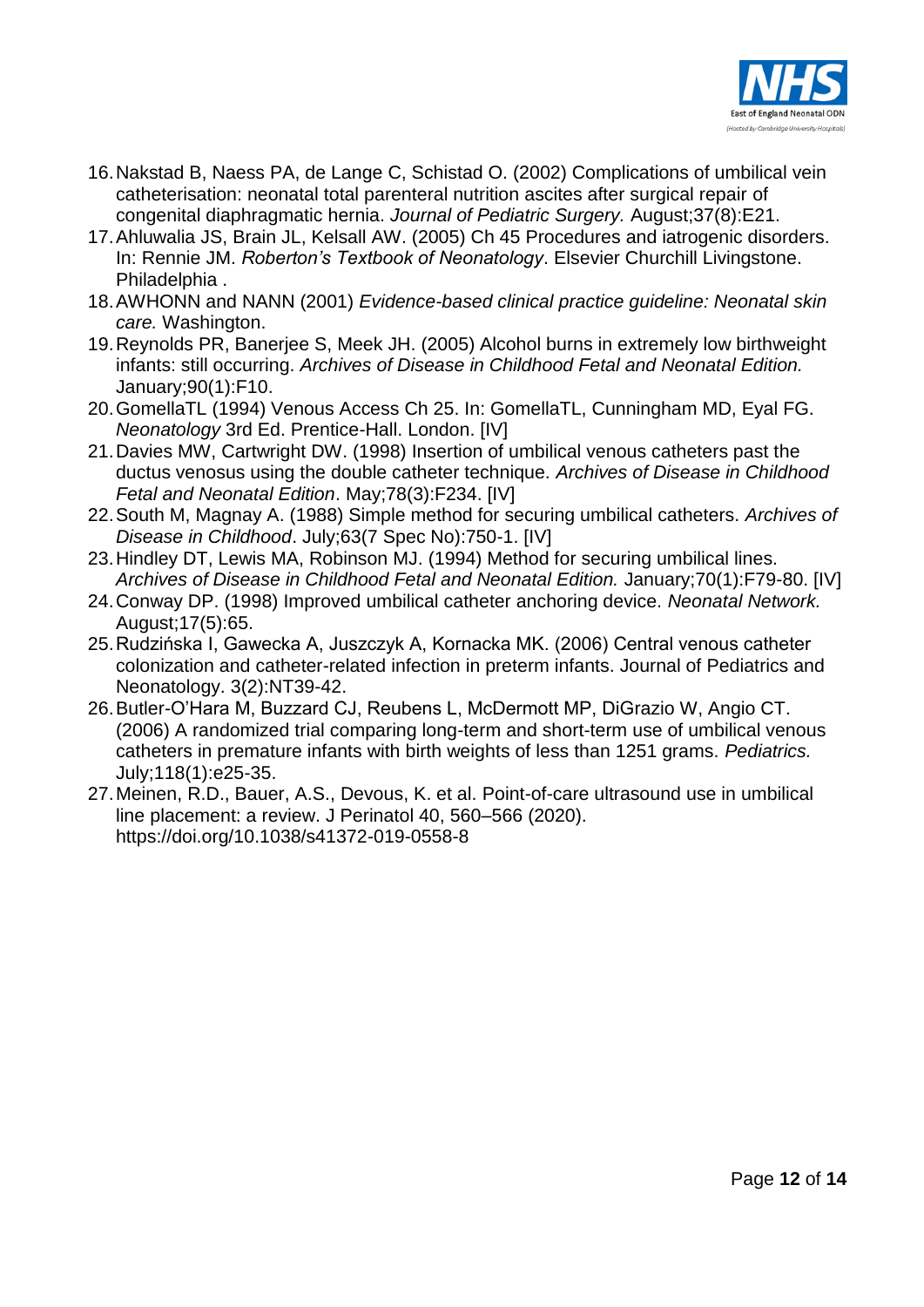16. Nakstad B, Naess PA, de Lange C, Schistad O. (2002) Complications of umbilical vein catheterisation: neonatal total parenteral nutrition ascites after surgical repair of congenital diaphragmatic hernia. *Journal of Pediatric Surgery.* August;37(8):E21.
17. Ahluwalia JS, Brain JL, Kelsall AW. (2005) Ch 45 Procedures and iatrogenic disorders. In: Rennie JM. *Roberton's Textbook of Neonatology*. Elsevier Churchill Livingstone. Philadelphia .
18. AWHONN and NANN (2001) *Evidence-based clinical practice guideline: Neonatal skin care.* Washington.
19. Reynolds PR, Banerjee S, Meek JH. (2005) Alcohol burns in extremely low birthweight infants: still occurring. *Archives of Disease in Childhood Fetal and Neonatal Edition.* January;90(1):F10.
20. GomellaTL (1994) Venous Access Ch 25. In: GomellaTL, Cunningham MD, Eyal FG. *Neonatology* 3rd Ed. Prentice-Hall. London. [IV]
21. Davies MW, Cartwright DW. (1998) Insertion of umbilical venous catheters past the ductus venosus using the double catheter technique. *Archives of Disease in Childhood Fetal and Neonatal Edition*. May;78(3):F234. [IV]
22. South M, Magnay A. (1988) Simple method for securing umbilical catheters. *Archives of Disease in Childhood*. July;63(7 Spec No):750-1. [IV]
23. Hindley DT, Lewis MA, Robinson MJ. (1994) Method for securing umbilical lines. *Archives of Disease in Childhood Fetal and Neonatal Edition.* January;70(1):F79-80. [IV]
24. Conway DP. (1998) Improved umbilical catheter anchoring device. *Neonatal Network.* August;17(5):65.
25. Rudzińska I, Gawecka A, Juszczyk A, Kornacka MK. (2006) Central venous catheter colonization and catheter-related infection in preterm infants. Journal of Pediatrics and Neonatology. 3(2):NT39-42.
26. Butler-O'Hara M, Buzzard CJ, Reubens L, McDermott MP, DiGrazio W, Angio CT. (2006) A randomized trial comparing long-term and short-term use of umbilical venous catheters in premature infants with birth weights of less than 1251 grams. *Pediatrics.* July;118(1):e25-35.
27. Meinen, R.D., Bauer, A.S., Devous, K. et al. Point-of-care ultrasound use in umbilical line placement: a review. J Perinatol 40, 560–566 (2020). https://doi.org/10.1038/s41372-019-0558-8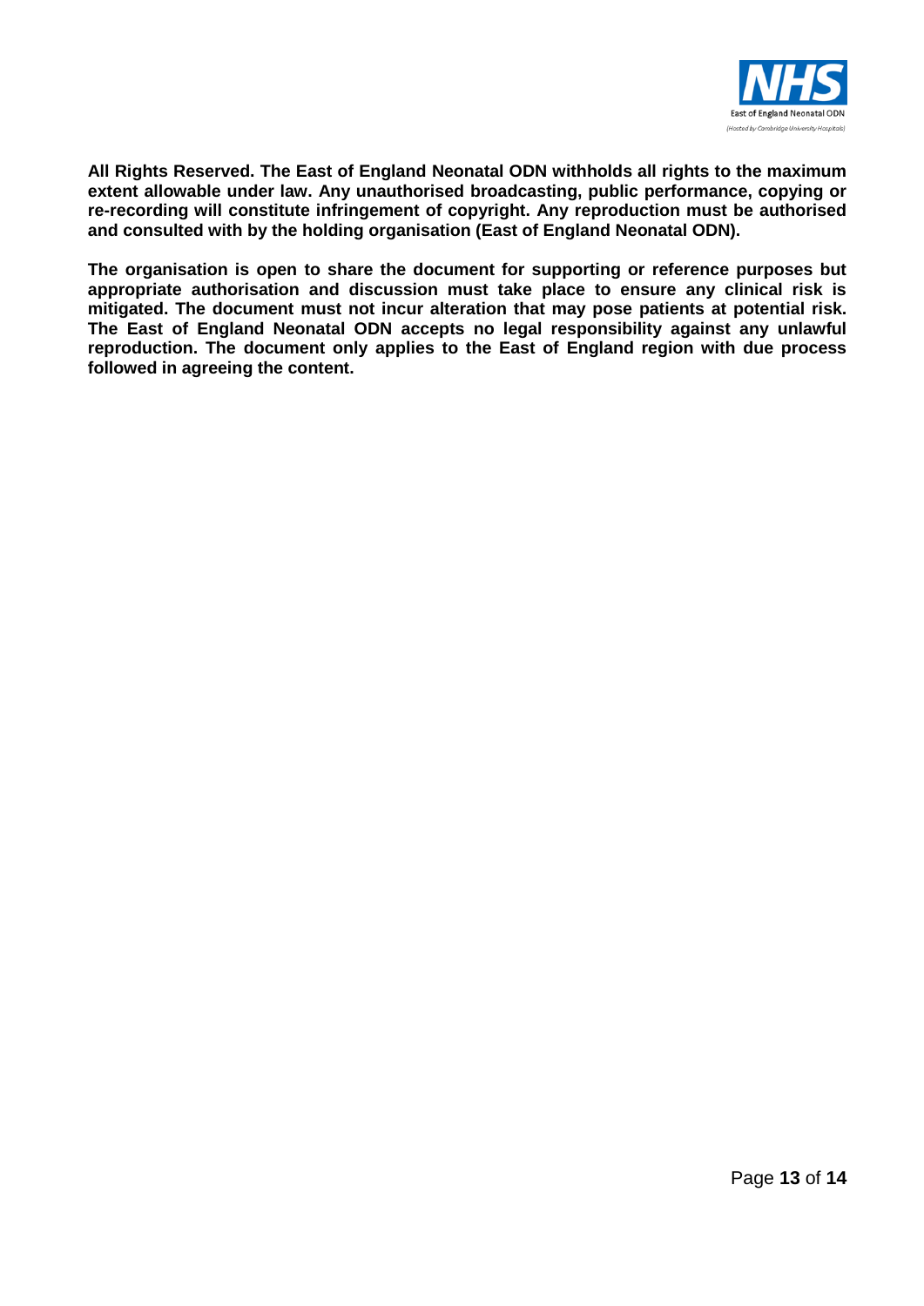**All Rights Reserved. The East of England Neonatal ODN withholds all rights to the maximum extent allowable under law. Any unauthorised broadcasting, public performance, copying or re-recording will constitute infringement of copyright. Any reproduction must be authorised and consulted with by the holding organisation (East of England Neonatal ODN).**

**The organisation is open to share the document for supporting or reference purposes but appropriate authorisation and discussion must take place to ensure any clinical risk is mitigated. The document must not incur alteration that may pose patients at potential risk. The East of England Neonatal ODN accepts no legal responsibility against any unlawful reproduction. The document only applies to the East of England region with due process followed in agreeing the content.**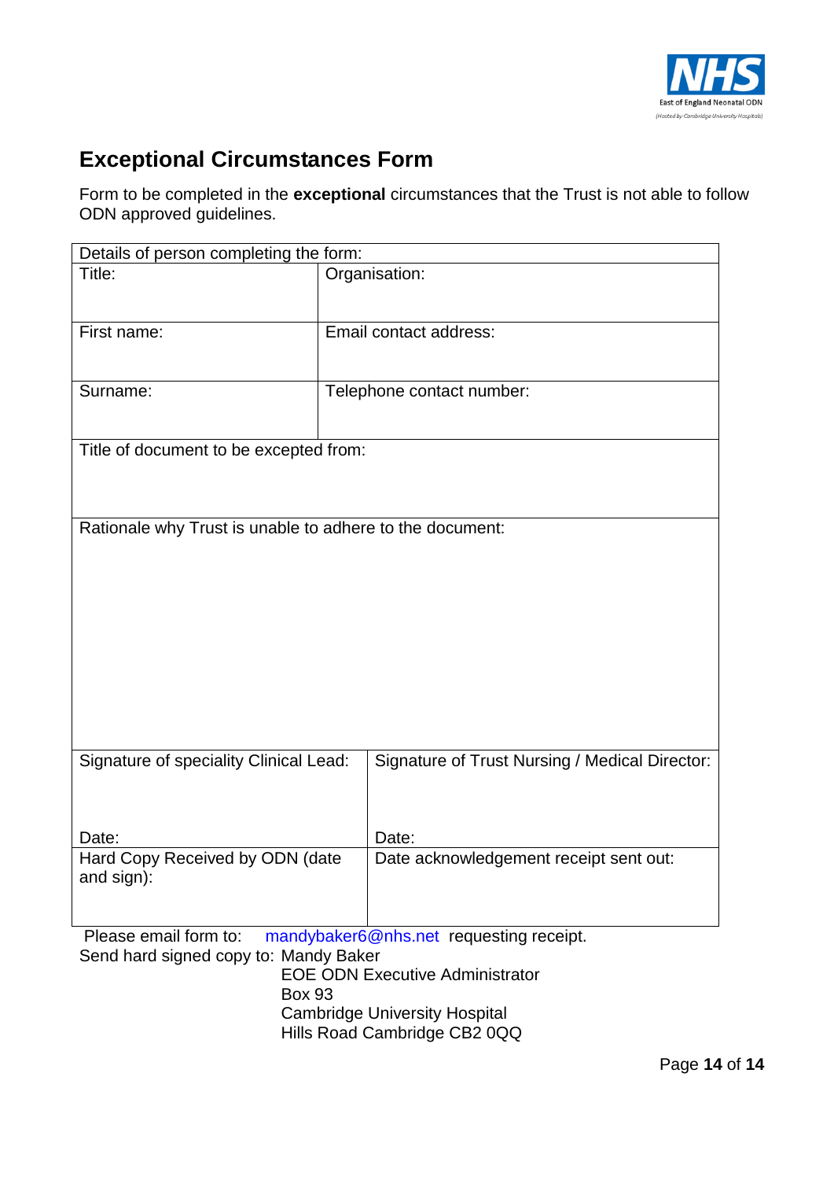East of England Neonatal ODN
(Hosted by Cambridge University Hospitals)

# Exceptional Circumstances Form

Form to be completed in the **exceptional** circumstances that the Trust is not able to follow ODN approved guidelines.

| Details of person completing the form: | |
|---|---|
| Title: | Organisation: |
| First name: | Email contact address: |
| Surname: | Telephone contact number: |
| Title of document to be excepted from: | |
| Rationale why Trust is unable to adhere to the document: | |
| Signature of speciality Clinical Lead:<br><br>Date: | Signature of Trust Nursing / Medical Director:<br><br>Date: |
| Hard Copy Received by ODN (date and sign): | Date acknowledgement receipt sent out: |

Please email form to: mandybaker6@nhs.net requesting receipt.

Send hard signed copy to: Mandy Baker
EOE ODN Executive Administrator
Box 93
Cambridge University Hospital
Hills Road Cambridge CB2 0QQ